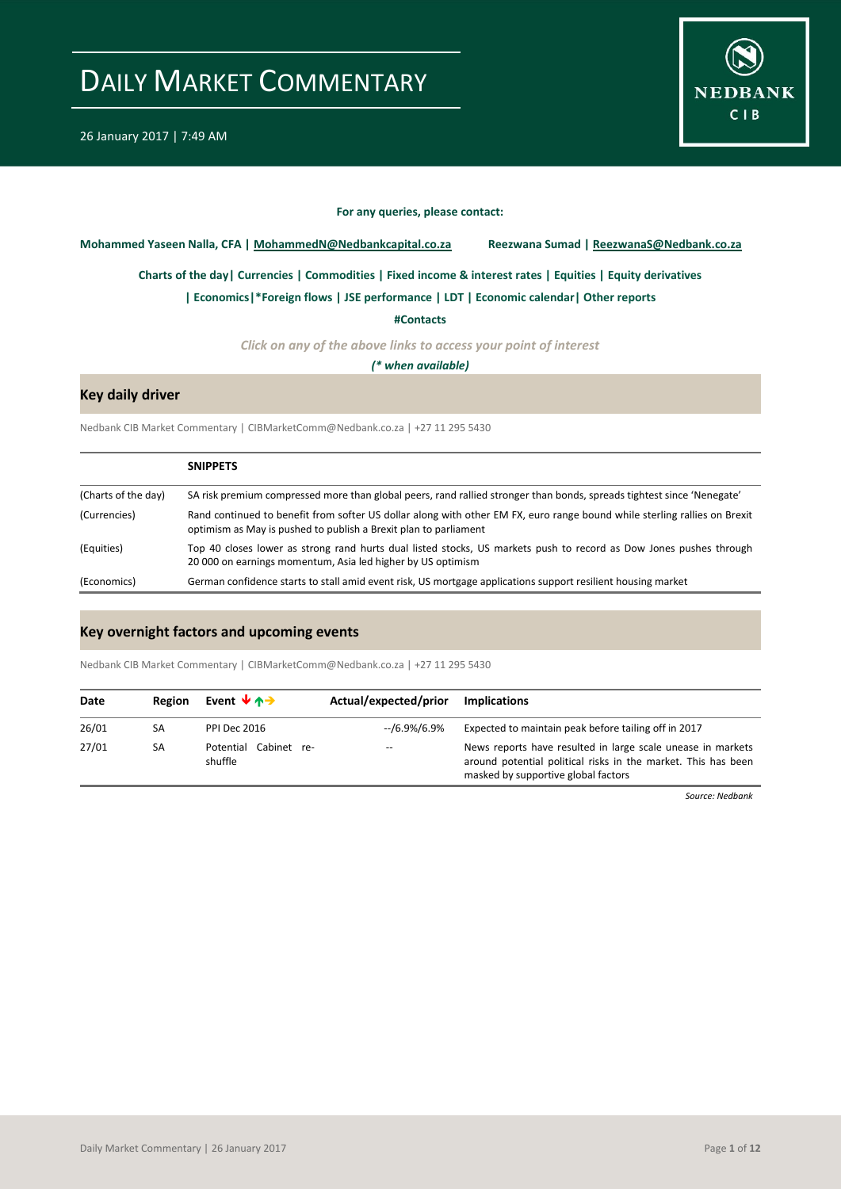# DAILY MARKET COMMENTARY

26 January 2017 | 7:49 AM

NEDBANK CIB

**For any queries, please contact:**

**Mohammed Yaseen Nalla, CFA | MohammedN@Nedbankcapital.co.za** **Reezwana Sumad | ReezwanaS@Nedbank.co.za**

**Charts of the day| Currencies | Commodities | Fixed income & interest rates | Equities | Equity derivatives**

**| Economics|*Foreign flows | JSE performance | LDT | Economic calendar| Other reports**

**#Contacts**

*Click on any of the above links to access your point of interest*

*(* when available)*

## Key daily driver

Nedbank CIB Market Commentary | CIBMarketComm@Nedbank.co.za | +27 11 295 5430

| | **SNIPPETS** |
|---|---|
| (Charts of the day) | SA risk premium compressed more than global peers, rand rallied stronger than bonds, spreads tightest since 'Nenegate' |
| (Currencies) | Rand continued to benefit from softer US dollar along with other EM FX, euro range bound while sterling rallies on Brexit optimism as May is pushed to publish a Brexit plan to parliament |
| (Equities) | Top 40 closes lower as strong rand hurts dual listed stocks, US markets push to record as Dow Jones pushes through 20 000 on earnings momentum, Asia led higher by US optimism |
| (Economics) | German confidence starts to stall amid event risk, US mortgage applications support resilient housing market |

## Key overnight factors and upcoming events

Nedbank CIB Market Commentary | CIBMarketComm@Nedbank.co.za | +27 11 295 5430

| Date | Region | Event ↓↑→ | Actual/expected/prior | Implications |
|---|---|---|---|---|
| 26/01 | SA | PPI Dec 2016 | --/6.9%/6.9% | Expected to maintain peak before tailing off in 2017 |
| 27/01 | SA | Potential Cabinet re-shuffle | -- | News reports have resulted in large scale unease in markets around potential political risks in the market. This has been masked by supportive global factors |

*Source: Nedbank*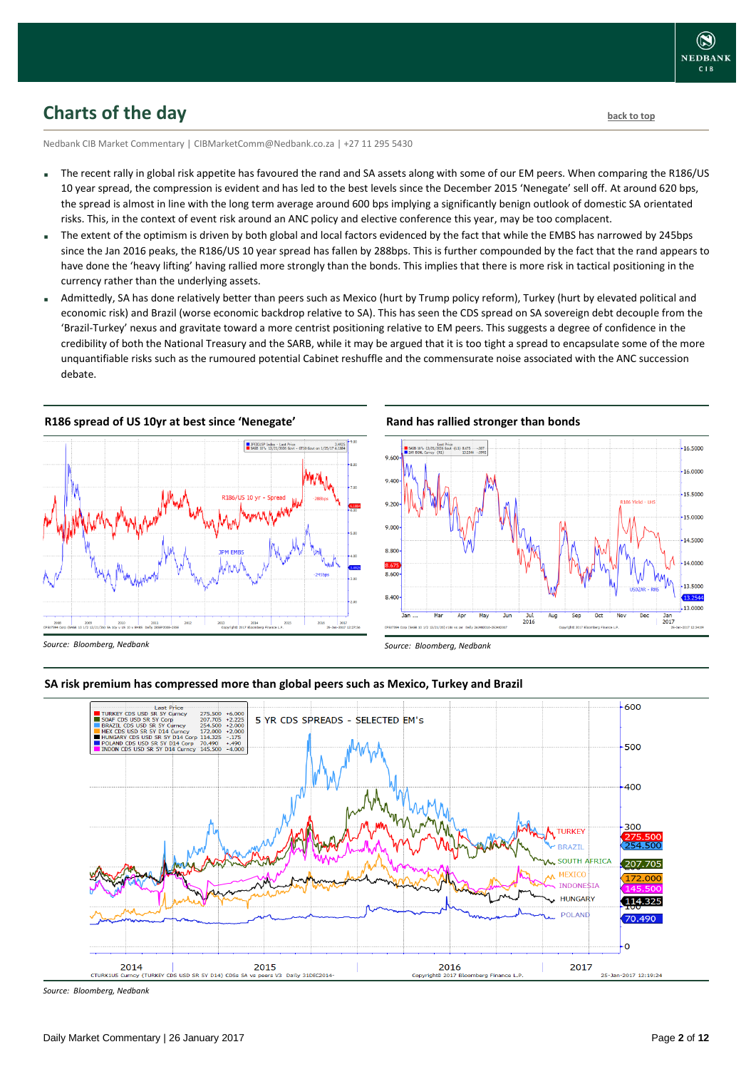## Charts of the day

Nedbank CIB Market Commentary | CIBMarketComm@Nedbank.co.za | +27 11 295 5430

- The recent rally in global risk appetite has favoured the rand and SA assets along with some of our EM peers. When comparing the R186/US 10 year spread, the compression is evident and has led to the best levels since the December 2015 'Nenegate' sell off. At around 620 bps, the spread is almost in line with the long term average around 600 bps implying a significantly benign outlook of domestic SA orientated risks. This, in the context of event risk around an ANC policy and elective conference this year, may be too complacent.
- The extent of the optimism is driven by both global and local factors evidenced by the fact that while the EMBS has narrowed by 245bps since the Jan 2016 peaks, the R186/US 10 year spread has fallen by 288bps. This is further compounded by the fact that the rand appears to have done the 'heavy lifting' having rallied more strongly than the bonds. This implies that there is more risk in tactical positioning in the currency rather than the underlying assets.
- Admittedly, SA has done relatively better than peers such as Mexico (hurt by Trump policy reform), Turkey (hurt by elevated political and economic risk) and Brazil (worse economic backdrop relative to SA). This has seen the CDS spread on SA sovereign debt decouple from the 'Brazil-Turkey' nexus and gravitate toward a more centrist positioning relative to EM peers. This suggests a degree of confidence in the credibility of both the National Treasury and the SARB, while it may be argued that it is too tight a spread to encapsulate some of the more unquantifiable risks such as the rumoured potential Cabinet reshuffle and the commensurate noise associated with the ANC succession debate.

**R186 spread of US 10yr at best since 'Nenegate'**

*Source: Bloomberg, Nedbank*

**Rand has rallied stronger than bonds**

*Source: Bloomberg, Nedbank*

**SA risk premium has compressed more than global peers such as Mexico, Turkey and Brazil**

*Source: Bloomberg, Nedbank*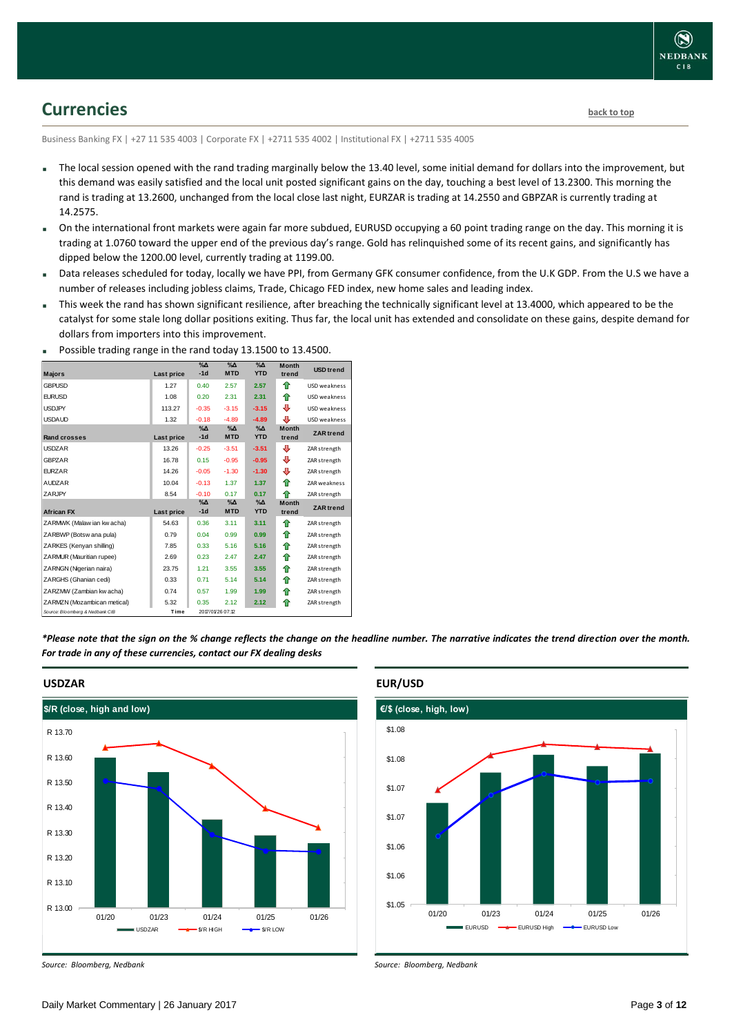## Currencies

back to top

Business Banking FX | +27 11 535 4003 | Corporate FX | +2711 535 4002 | Institutional FX | +2711 535 4005

- The local session opened with the rand trading marginally below the 13.40 level, some initial demand for dollars into the improvement, but this demand was easily satisfied and the local unit posted significant gains on the day, touching a best level of 13.2300. This morning the rand is trading at 13.2600, unchanged from the local close last night, EURZAR is trading at 14.2550 and GBPZAR is currently trading at 14.2575.
- On the international front markets were again far more subdued, EURUSD occupying a 60 point trading range on the day. This morning it is trading at 1.0760 toward the upper end of the previous day's range. Gold has relinquished some of its recent gains, and significantly has dipped below the 1200.00 level, currently trading at 1199.00.
- Data releases scheduled for today, locally we have PPI, from Germany GFK consumer confidence, from the U.K GDP. From the U.S we have a number of releases including jobless claims, Trade, Chicago FED index, new home sales and leading index.
- This week the rand has shown significant resilience, after breaching the technically significant level at 13.4000, which appeared to be the catalyst for some stale long dollar positions exiting. Thus far, the local unit has extended and consolidate on these gains, despite demand for dollars from importers into this improvement.
- Possible trading range in the rand today 13.1500 to 13.4500.

| Majors | Last price | %Δ -1d | %Δ MTD | %Δ YTD | Month trend | USD trend |
|---|---|---|---|---|---|---|
| GBPUSD | 1.27 | 0.40 | 2.57 | 2.57 | ⇧ | USD weakness |
| EURUSD | 1.08 | 0.20 | 2.31 | 2.31 | ⇧ | USD weakness |
| USDJPY | 113.27 | -0.35 | -3.15 | -3.15 | ⇩ | USD weakness |
| USDAUD | 1.32 | -0.18 | -4.89 | -4.89 | ⇩ | USD weakness |
| **Rand crosses** | **Last price** | **%Δ -1d** | **%Δ MTD** | **%Δ YTD** | **Month trend** | **ZAR trend** |
| USDZAR | 13.26 | -0.25 | -3.51 | -3.51 | ⇩ | ZAR strength |
| GBPZAR | 16.78 | 0.15 | -0.95 | -0.95 | ⇩ | ZAR strength |
| EURZAR | 14.26 | -0.05 | -1.30 | -1.30 | ⇩ | ZAR strength |
| AUDZAR | 10.04 | -0.13 | 1.37 | 1.37 | ⇧ | ZAR weakness |
| ZARJPY | 8.54 | -0.10 | 0.17 | 0.17 | ⇧ | ZAR strength |
| **African FX** | **Last price** | **%Δ -1d** | **%Δ MTD** | **%Δ YTD** | **Month trend** | **ZAR trend** |
| ZARMWK (Malawian kwacha) | 54.63 | 0.36 | 3.11 | 3.11 | ⇧ | ZAR strength |
| ZARBWP (Botswana pula) | 0.79 | 0.04 | 0.99 | 0.99 | ⇧ | ZAR strength |
| ZARKES (Kenyan shilling) | 7.85 | 0.33 | 5.16 | 5.16 | ⇧ | ZAR strength |
| ZARMUR (Mauritian rupee) | 2.69 | 0.23 | 2.47 | 2.47 | ⇧ | ZAR strength |
| ZARNGN (Nigerian naira) | 23.75 | 1.21 | 3.55 | 3.55 | ⇧ | ZAR strength |
| ZARGHS (Ghanian cedi) | 0.33 | 0.71 | 5.14 | 5.14 | ⇧ | ZAR strength |
| ZARZMW (Zambian kwacha) | 0.74 | 0.57 | 1.99 | 1.99 | ⇧ | ZAR strength |
| ZARMZN (Mozambican metical) | 5.32 | 0.35 | 2.12 | 2.12 | ⇧ | ZAR strength |
| Source: Bloomberg & Nedbank CIB | Time | 2017/01/26 07:12 | | | | |

*\*Please note that the sign on the % change reflects the change on the headline number. The narrative indicates the trend direction over the month. For trade in any of these currencies, contact our FX dealing desks*

### USDZAR

$/R (close, high and low)

Source: Bloomberg, Nedbank

### EUR/USD

€/$ (close, high, low)

Source: Bloomberg, Nedbank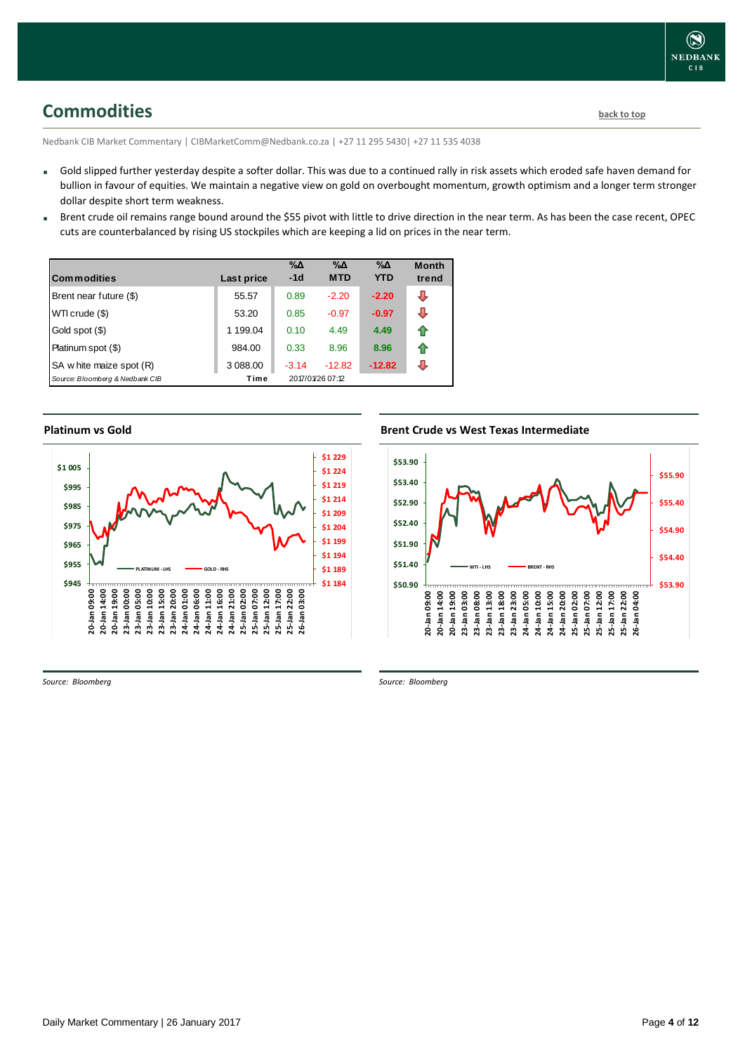## Commodities

back to top

Nedbank CIB Market Commentary | CIBMarketComm@Nedbank.co.za | +27 11 295 5430| +27 11 535 4038

- Gold slipped further yesterday despite a softer dollar. This was due to a continued rally in risk assets which eroded safe haven demand for bullion in favour of equities. We maintain a negative view on gold on overbought momentum, growth optimism and a longer term stronger dollar despite short term weakness.
- Brent crude oil remains range bound around the $55 pivot with little to drive direction in the near term. As has been the case recent, OPEC cuts are counterbalanced by rising US stockpiles which are keeping a lid on prices in the near term.

| Commodities | Last price | %Δ -1d | %Δ MTD | %Δ YTD | Month trend |
|---|---|---|---|---|---|
| Brent near future ($) | 55.57 | 0.89 | -2.20 | -2.20 | ⇩ |
| WTI crude ($) | 53.20 | 0.85 | -0.97 | -0.97 | ⇩ |
| Gold spot ($) | 1 199.04 | 0.10 | 4.49 | 4.49 | ⇧ |
| Platinum spot ($) | 984.00 | 0.33 | 8.96 | 8.96 | ⇧ |
| SA white maize spot (R) | 3 088.00 | -3.14 | -12.82 | -12.82 | ⇩ |
| *Source: Bloomberg & Nedbank CIB* | Time | 2017/01/26 07:12 | | | |

**Platinum vs Gold**

*Source: Bloomberg*

**Brent Crude vs West Texas Intermediate**

*Source: Bloomberg*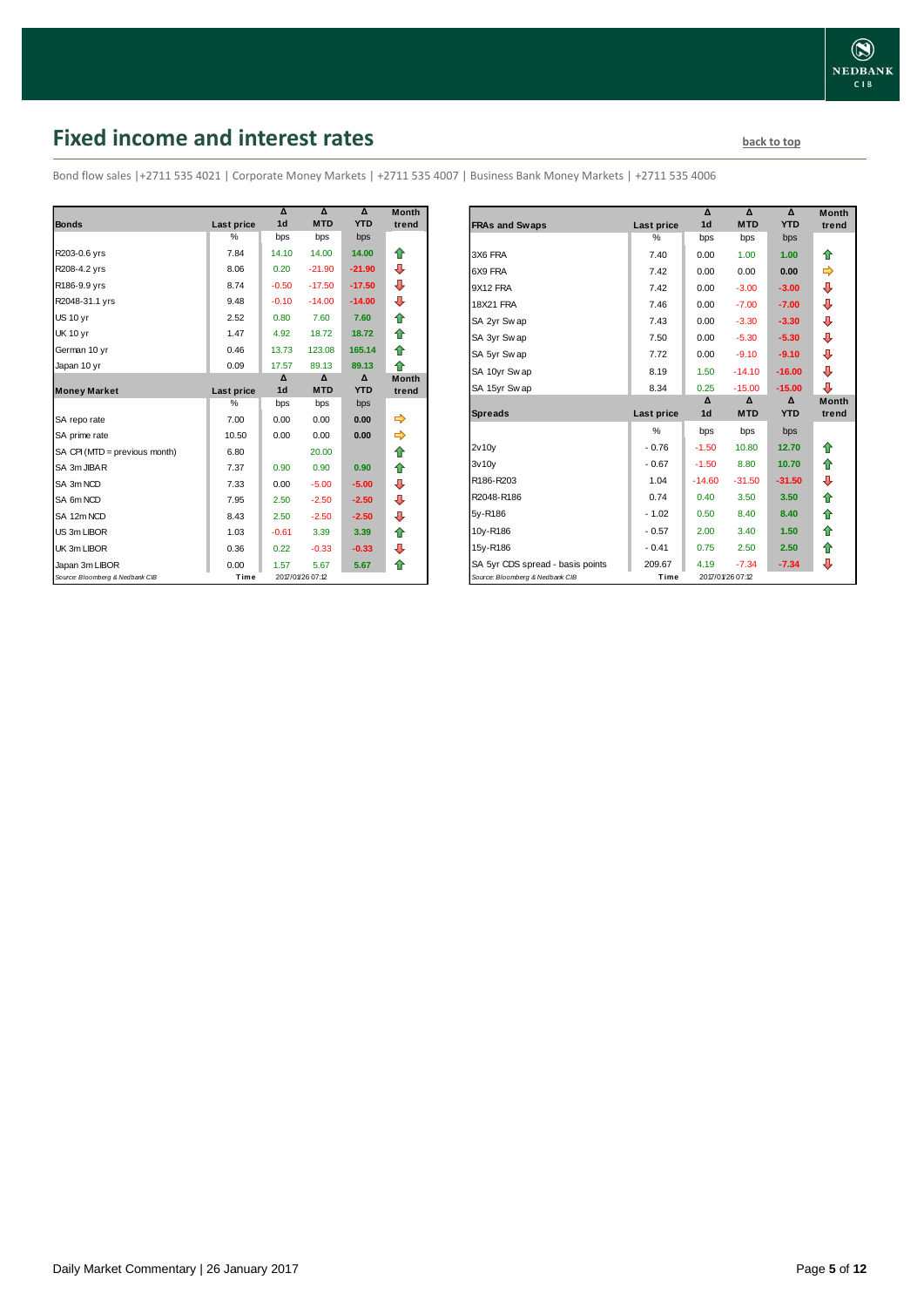## Fixed income and interest rates

back to top

Bond flow sales |+2711 535 4021 | Corporate Money Markets | +2711 535 4007 | Business Bank Money Markets | +2711 535 4006

| Bonds | Last price | Δ 1d | Δ MTD | Δ YTD | Month trend |
|---|---|---|---|---|---|
| | % | bps | bps | bps | |
| R203-0.6 yrs | 7.84 | 14.10 | 14.00 | 14.00 | ⇧ |
| R208-4.2 yrs | 8.06 | 0.20 | -21.90 | -21.90 | ⇩ |
| R186-9.9 yrs | 8.74 | -0.50 | -17.50 | -17.50 | ⇩ |
| R2048-31.1 yrs | 9.48 | -0.10 | -14.00 | -14.00 | ⇩ |
| US 10 yr | 2.52 | 0.80 | 7.60 | 7.60 | ⇧ |
| UK 10 yr | 1.47 | 4.92 | 18.72 | 18.72 | ⇧ |
| German 10 yr | 0.46 | 13.73 | 123.08 | 165.14 | ⇧ |
| Japan 10 yr | 0.09 | 17.57 | 89.13 | 89.13 | ⇧ |
| **Money Market** | **Last price** | **Δ 1d** | **Δ MTD** | **Δ YTD** | **Month trend** |
| | % | bps | bps | bps | |
| SA repo rate | 7.00 | 0.00 | 0.00 | 0.00 | ⇨ |
| SA prime rate | 10.50 | 0.00 | 0.00 | 0.00 | ⇨ |
| SA CPI (MTD = previous month) | 6.80 | | 20.00 | | ⇧ |
| SA 3m JIBAR | 7.37 | 0.90 | 0.90 | 0.90 | ⇧ |
| SA 3m NCD | 7.33 | 0.00 | -5.00 | -5.00 | ⇩ |
| SA 6m NCD | 7.95 | 2.50 | -2.50 | -2.50 | ⇩ |
| SA 12m NCD | 8.43 | 2.50 | -2.50 | -2.50 | ⇩ |
| US 3m LIBOR | 1.03 | -0.61 | 3.39 | 3.39 | ⇧ |
| UK 3m LIBOR | 0.36 | 0.22 | -0.33 | -0.33 | ⇩ |
| Japan 3m LIBOR | 0.00 | 1.57 | 5.67 | 5.67 | ⇧ |
| Source: Bloomberg & Nedbank CIB | Time | 2017/01/26 07:12 | | | |

| FRAs and Swaps | Last price | Δ 1d | Δ MTD | Δ YTD | Month trend |
|---|---|---|---|---|---|
| | % | bps | bps | bps | |
| 3X6 FRA | 7.40 | 0.00 | 1.00 | 1.00 | ⇧ |
| 6X9 FRA | 7.42 | 0.00 | 0.00 | 0.00 | ⇨ |
| 9X12 FRA | 7.42 | 0.00 | -3.00 | -3.00 | ⇩ |
| 18X21 FRA | 7.46 | 0.00 | -7.00 | -7.00 | ⇩ |
| SA 2yr Swap | 7.43 | 0.00 | -3.30 | -3.30 | ⇩ |
| SA 3yr Swap | 7.50 | 0.00 | -5.30 | -5.30 | ⇩ |
| SA 5yr Swap | 7.72 | 0.00 | -9.10 | -9.10 | ⇩ |
| SA 10yr Swap | 8.19 | 1.50 | -14.10 | -16.00 | ⇩ |
| SA 15yr Swap | 8.34 | 0.25 | -15.00 | -15.00 | ⇩ |
| **Spreads** | **Last price** | **Δ 1d** | **Δ MTD** | **Δ YTD** | **Month trend** |
| | % | bps | bps | bps | |
| 2v10y | -0.76 | -1.50 | 10.80 | 12.70 | ⇧ |
| 3v10y | -0.67 | -1.50 | 8.80 | 10.70 | ⇧ |
| R186-R203 | 1.04 | -14.60 | -31.50 | -31.50 | ⇩ |
| R2048-R186 | 0.74 | 0.40 | 3.50 | 3.50 | ⇧ |
| 5y-R186 | -1.02 | 0.50 | 8.40 | 8.40 | ⇧ |
| 10y-R186 | -0.57 | 2.00 | 3.40 | 1.50 | ⇧ |
| 15y-R186 | -0.41 | 0.75 | 2.50 | 2.50 | ⇧ |
| SA 5yr CDS spread - basis points | 209.67 | 4.19 | -7.34 | -7.34 | ⇩ |
| Source: Bloomberg & Nedbank CIB | Time | 2017/01/26 07:12 | | | |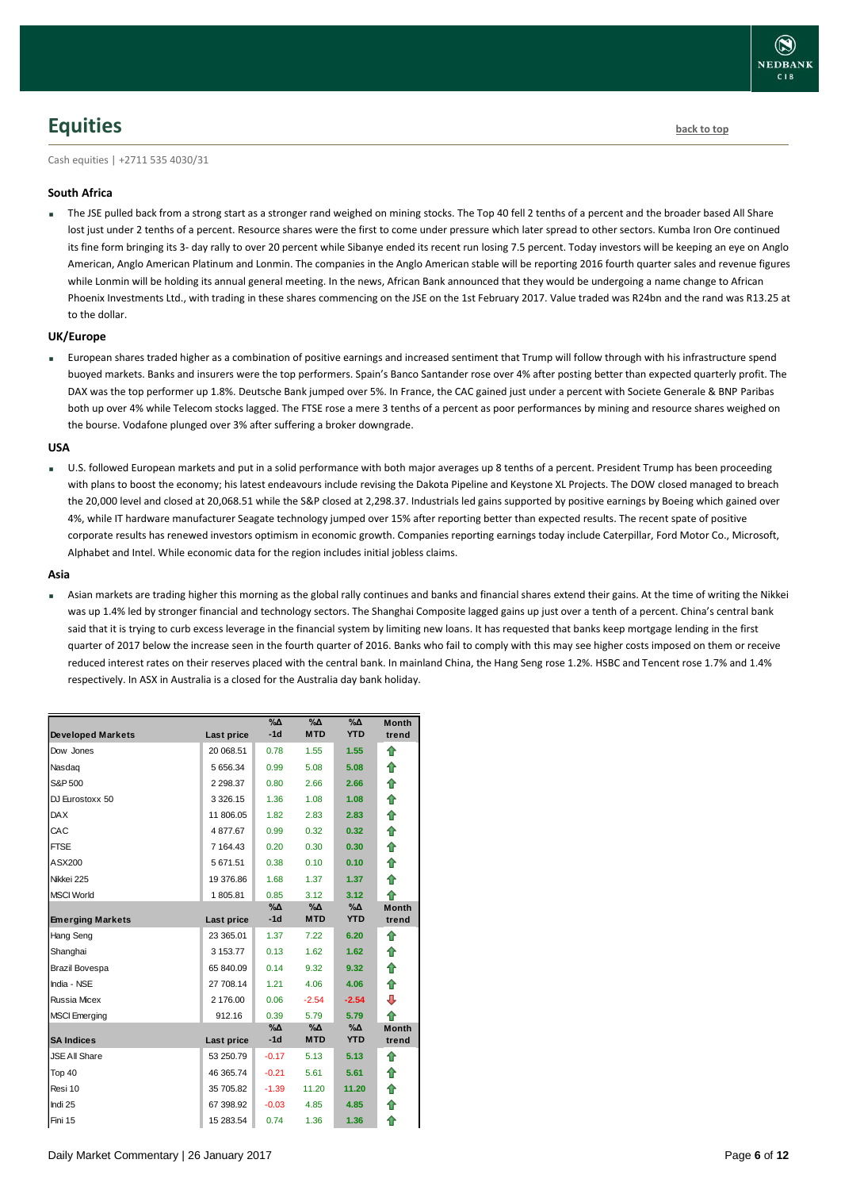## Equities

back to top

Cash equities | +2711 535 4030/31

### South Africa

- The JSE pulled back from a strong start as a stronger rand weighed on mining stocks. The Top 40 fell 2 tenths of a percent and the broader based All Share lost just under 2 tenths of a percent. Resource shares were the first to come under pressure which later spread to other sectors. Kumba Iron Ore continued its fine form bringing its 3- day rally to over 20 percent while Sibanye ended its recent run losing 7.5 percent. Today investors will be keeping an eye on Anglo American, Anglo American Platinum and Lonmin. The companies in the Anglo American stable will be reporting 2016 fourth quarter sales and revenue figures while Lonmin will be holding its annual general meeting. In the news, African Bank announced that they would be undergoing a name change to African Phoenix Investments Ltd., with trading in these shares commencing on the JSE on the 1st February 2017. Value traded was R24bn and the rand was R13.25 at to the dollar.

### UK/Europe

- European shares traded higher as a combination of positive earnings and increased sentiment that Trump will follow through with his infrastructure spend buoyed markets. Banks and insurers were the top performers. Spain's Banco Santander rose over 4% after posting better than expected quarterly profit. The DAX was the top performer up 1.8%. Deutsche Bank jumped over 5%. In France, the CAC gained just under a percent with Societe Generale & BNP Paribas both up over 4% while Telecom stocks lagged. The FTSE rose a mere 3 tenths of a percent as poor performances by mining and resource shares weighed on the bourse. Vodafone plunged over 3% after suffering a broker downgrade.

### USA

- U.S. followed European markets and put in a solid performance with both major averages up 8 tenths of a percent. President Trump has been proceeding with plans to boost the economy; his latest endeavours include revising the Dakota Pipeline and Keystone XL Projects. The DOW closed managed to breach the 20,000 level and closed at 20,068.51 while the S&P closed at 2,298.37. Industrials led gains supported by positive earnings by Boeing which gained over 4%, while IT hardware manufacturer Seagate technology jumped over 15% after reporting better than expected results. The recent spate of positive corporate results has renewed investors optimism in economic growth. Companies reporting earnings today include Caterpillar, Ford Motor Co., Microsoft, Alphabet and Intel. While economic data for the region includes initial jobless claims.

### Asia

- Asian markets are trading higher this morning as the global rally continues and banks and financial shares extend their gains. At the time of writing the Nikkei was up 1.4% led by stronger financial and technology sectors. The Shanghai Composite lagged gains up just over a tenth of a percent. China's central bank said that it is trying to curb excess leverage in the financial system by limiting new loans. It has requested that banks keep mortgage lending in the first quarter of 2017 below the increase seen in the fourth quarter of 2016. Banks who fail to comply with this may see higher costs imposed on them or receive reduced interest rates on their reserves placed with the central bank. In mainland China, the Hang Seng rose 1.2%. HSBC and Tencent rose 1.7% and 1.4% respectively. In ASX in Australia is a closed for the Australia day bank holiday.

| Developed Markets | Last price | %Δ -1d | %Δ MTD | %Δ YTD | Month trend |
|---|---|---|---|---|---|
| Dow Jones | 20 068.51 | 0.78 | 1.55 | 1.55 | ↑ |
| Nasdaq | 5 656.34 | 0.99 | 5.08 | 5.08 | ↑ |
| S&P 500 | 2 298.37 | 0.80 | 2.66 | 2.66 | ↑ |
| DJ Eurostoxx 50 | 3 326.15 | 1.36 | 1.08 | 1.08 | ↑ |
| DAX | 11 806.05 | 1.82 | 2.83 | 2.83 | ↑ |
| CAC | 4 877.67 | 0.99 | 0.32 | 0.32 | ↑ |
| FTSE | 7 164.43 | 0.20 | 0.30 | 0.30 | ↑ |
| ASX200 | 5 671.51 | 0.38 | 0.10 | 0.10 | ↑ |
| Nikkei 225 | 19 376.86 | 1.68 | 1.37 | 1.37 | ↑ |
| MSCI World | 1 805.81 | 0.85 | 3.12 | 3.12 | ↑ |
| **Emerging Markets** | **Last price** | **%Δ -1d** | **%Δ MTD** | **%Δ YTD** | **Month trend** |
| Hang Seng | 23 365.01 | 1.37 | 7.22 | 6.20 | ↑ |
| Shanghai | 3 153.77 | 0.13 | 1.62 | 1.62 | ↑ |
| Brazil Bovespa | 65 840.09 | 0.14 | 9.32 | 9.32 | ↑ |
| India - NSE | 27 708.14 | 1.21 | 4.06 | 4.06 | ↑ |
| Russia Micex | 2 176.00 | 0.06 | -2.54 | -2.54 | ↓ |
| MSCI Emerging | 912.16 | 0.39 | 5.79 | 5.79 | ↑ |
| **SA Indices** | **Last price** | **%Δ -1d** | **%Δ MTD** | **%Δ YTD** | **Month trend** |
| JSE All Share | 53 250.79 | -0.17 | 5.13 | 5.13 | ↑ |
| Top 40 | 46 365.74 | -0.21 | 5.61 | 5.61 | ↑ |
| Resi 10 | 35 705.82 | -1.39 | 11.20 | 11.20 | ↑ |
| Indi 25 | 67 398.92 | -0.03 | 4.85 | 4.85 | ↑ |
| Fini 15 | 15 283.54 | 0.74 | 1.36 | 1.36 | ↑ |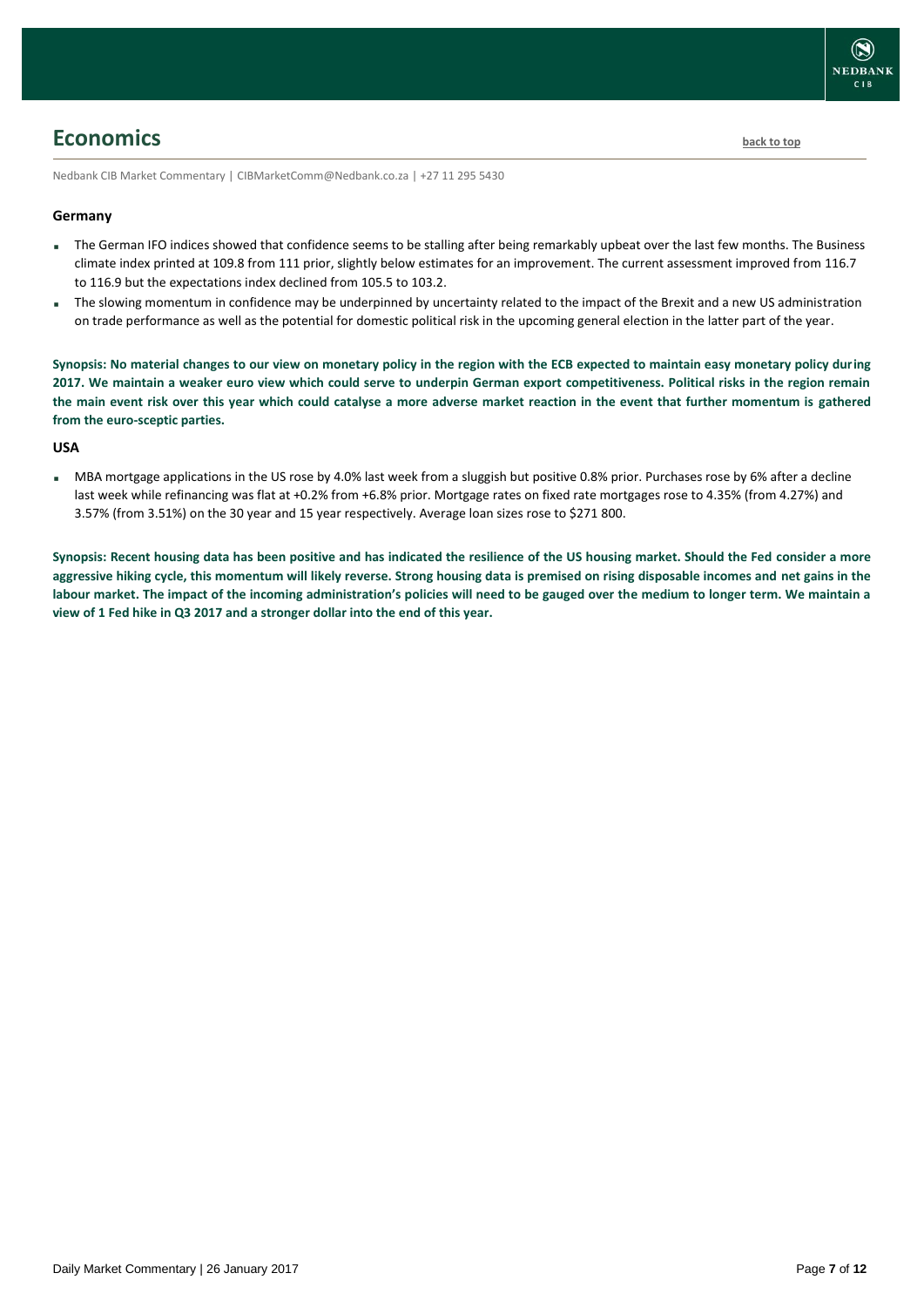## Economics

back to top

Nedbank CIB Market Commentary | CIBMarketComm@Nedbank.co.za | +27 11 295 5430

### Germany

- The German IFO indices showed that confidence seems to be stalling after being remarkably upbeat over the last few months. The Business climate index printed at 109.8 from 111 prior, slightly below estimates for an improvement. The current assessment improved from 116.7 to 116.9 but the expectations index declined from 105.5 to 103.2.
- The slowing momentum in confidence may be underpinned by uncertainty related to the impact of the Brexit and a new US administration on trade performance as well as the potential for domestic political risk in the upcoming general election in the latter part of the year.

**Synopsis: No material changes to our view on monetary policy in the region with the ECB expected to maintain easy monetary policy during 2017. We maintain a weaker euro view which could serve to underpin German export competitiveness. Political risks in the region remain the main event risk over this year which could catalyse a more adverse market reaction in the event that further momentum is gathered from the euro-sceptic parties.**

### USA

- MBA mortgage applications in the US rose by 4.0% last week from a sluggish but positive 0.8% prior. Purchases rose by 6% after a decline last week while refinancing was flat at +0.2% from +6.8% prior. Mortgage rates on fixed rate mortgages rose to 4.35% (from 4.27%) and 3.57% (from 3.51%) on the 30 year and 15 year respectively. Average loan sizes rose to $271 800.

**Synopsis: Recent housing data has been positive and has indicated the resilience of the US housing market. Should the Fed consider a more aggressive hiking cycle, this momentum will likely reverse. Strong housing data is premised on rising disposable incomes and net gains in the labour market. The impact of the incoming administration's policies will need to be gauged over the medium to longer term. We maintain a view of 1 Fed hike in Q3 2017 and a stronger dollar into the end of this year.**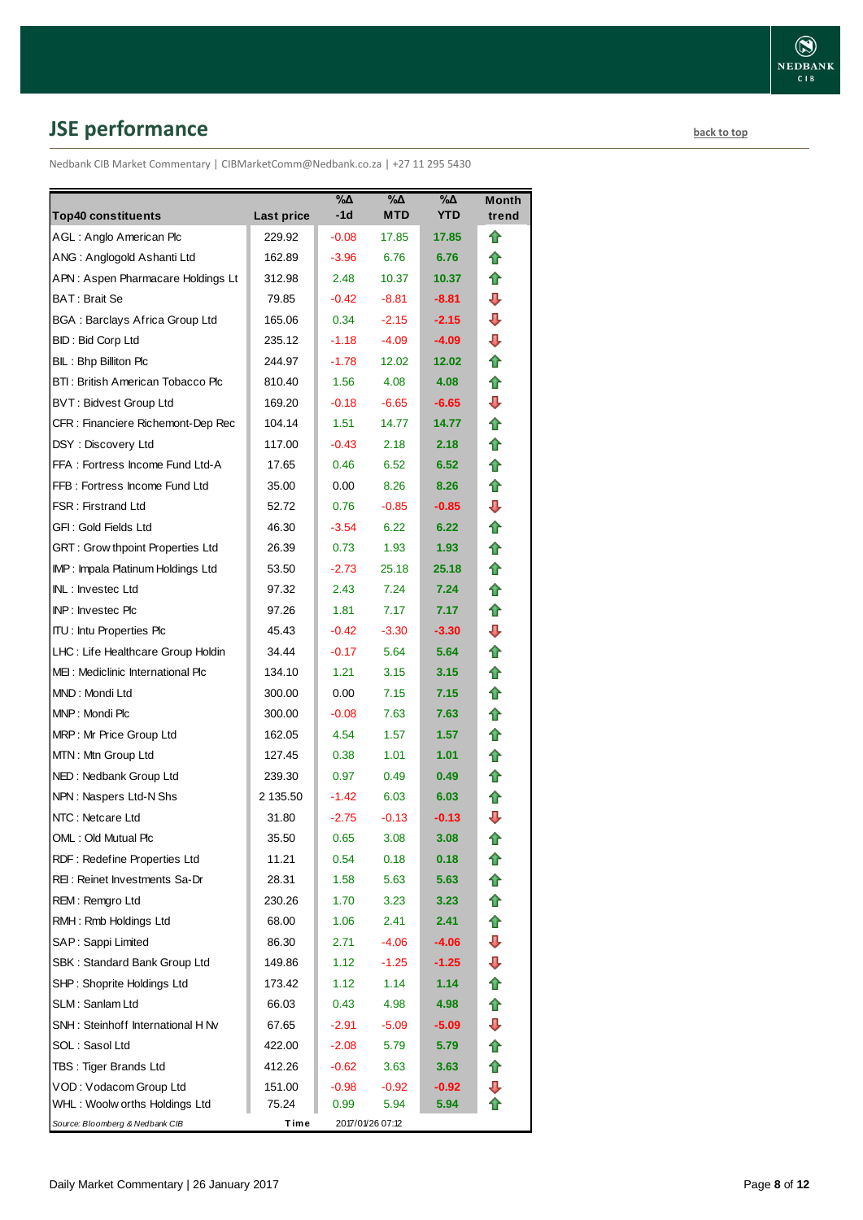## JSE performance

back to top

Nedbank CIB Market Commentary | CIBMarketComm@Nedbank.co.za | +27 11 295 5430

| Top40 constituents | Last price | %Δ -1d | %Δ MTD | %Δ YTD | Month trend |
|---|---|---|---|---|---|
| AGL : Anglo American Plc | 229.92 | -0.08 | 17.85 | 17.85 | ⇧ |
| ANG : Anglogold Ashanti Ltd | 162.89 | -3.96 | 6.76 | 6.76 | ⇧ |
| APN : Aspen Pharmacare Holdings Lt | 312.98 | 2.48 | 10.37 | 10.37 | ⇧ |
| BAT : Brait Se | 79.85 | -0.42 | -8.81 | -8.81 | ⇩ |
| BGA : Barclays Africa Group Ltd | 165.06 | 0.34 | -2.15 | -2.15 | ⇩ |
| BID : Bid Corp Ltd | 235.12 | -1.18 | -4.09 | -4.09 | ⇩ |
| BIL : Bhp Billiton Plc | 244.97 | -1.78 | 12.02 | 12.02 | ⇧ |
| BTI : British American Tobacco Plc | 810.40 | 1.56 | 4.08 | 4.08 | ⇧ |
| BVT : Bidvest Group Ltd | 169.20 | -0.18 | -6.65 | -6.65 | ⇩ |
| CFR : Financiere Richemont-Dep Rec | 104.14 | 1.51 | 14.77 | 14.77 | ⇧ |
| DSY : Discovery Ltd | 117.00 | -0.43 | 2.18 | 2.18 | ⇧ |
| FFA : Fortress Income Fund Ltd-A | 17.65 | 0.46 | 6.52 | 6.52 | ⇧ |
| FFB : Fortress Income Fund Ltd | 35.00 | 0.00 | 8.26 | 8.26 | ⇧ |
| FSR : Firstrand Ltd | 52.72 | 0.76 | -0.85 | -0.85 | ⇩ |
| GFI : Gold Fields Ltd | 46.30 | -3.54 | 6.22 | 6.22 | ⇧ |
| GRT : Growthpoint Properties Ltd | 26.39 | 0.73 | 1.93 | 1.93 | ⇧ |
| IMP : Impala Platinum Holdings Ltd | 53.50 | -2.73 | 25.18 | 25.18 | ⇧ |
| INL : Investec Ltd | 97.32 | 2.43 | 7.24 | 7.24 | ⇧ |
| INP : Investec Plc | 97.26 | 1.81 | 7.17 | 7.17 | ⇧ |
| ITU : Intu Properties Plc | 45.43 | -0.42 | -3.30 | -3.30 | ⇩ |
| LHC : Life Healthcare Group Holdin | 34.44 | -0.17 | 5.64 | 5.64 | ⇧ |
| MEI : Mediclinic International Plc | 134.10 | 1.21 | 3.15 | 3.15 | ⇧ |
| MND : Mondi Ltd | 300.00 | 0.00 | 7.15 | 7.15 | ⇧ |
| MNP : Mondi Plc | 300.00 | -0.08 | 7.63 | 7.63 | ⇧ |
| MRP : Mr Price Group Ltd | 162.05 | 4.54 | 1.57 | 1.57 | ⇧ |
| MTN : Mtn Group Ltd | 127.45 | 0.38 | 1.01 | 1.01 | ⇧ |
| NED : Nedbank Group Ltd | 239.30 | 0.97 | 0.49 | 0.49 | ⇧ |
| NPN : Naspers Ltd-N Shs | 2 135.50 | -1.42 | 6.03 | 6.03 | ⇧ |
| NTC : Netcare Ltd | 31.80 | -2.75 | -0.13 | -0.13 | ⇩ |
| OML : Old Mutual Plc | 35.50 | 0.65 | 3.08 | 3.08 | ⇧ |
| RDF : Redefine Properties Ltd | 11.21 | 0.54 | 0.18 | 0.18 | ⇧ |
| REI : Reinet Investments Sa-Dr | 28.31 | 1.58 | 5.63 | 5.63 | ⇧ |
| REM : Remgro Ltd | 230.26 | 1.70 | 3.23 | 3.23 | ⇧ |
| RMH : Rmb Holdings Ltd | 68.00 | 1.06 | 2.41 | 2.41 | ⇧ |
| SAP : Sappi Limited | 86.30 | 2.71 | -4.06 | -4.06 | ⇩ |
| SBK : Standard Bank Group Ltd | 149.86 | 1.12 | -1.25 | -1.25 | ⇩ |
| SHP : Shoprite Holdings Ltd | 173.42 | 1.12 | 1.14 | 1.14 | ⇧ |
| SLM : Sanlam Ltd | 66.03 | 0.43 | 4.98 | 4.98 | ⇧ |
| SNH : Steinhoff International H Nv | 67.65 | -2.91 | -5.09 | -5.09 | ⇩ |
| SOL : Sasol Ltd | 422.00 | -2.08 | 5.79 | 5.79 | ⇧ |
| TBS : Tiger Brands Ltd | 412.26 | -0.62 | 3.63 | 3.63 | ⇧ |
| VOD : Vodacom Group Ltd | 151.00 | -0.98 | -0.92 | -0.92 | ⇩ |
| WHL : Woolworths Holdings Ltd | 75.24 | 0.99 | 5.94 | 5.94 | ⇧ |

*Source: Bloomberg & Nedbank CIB* | **Time** 2017/01/26 07:12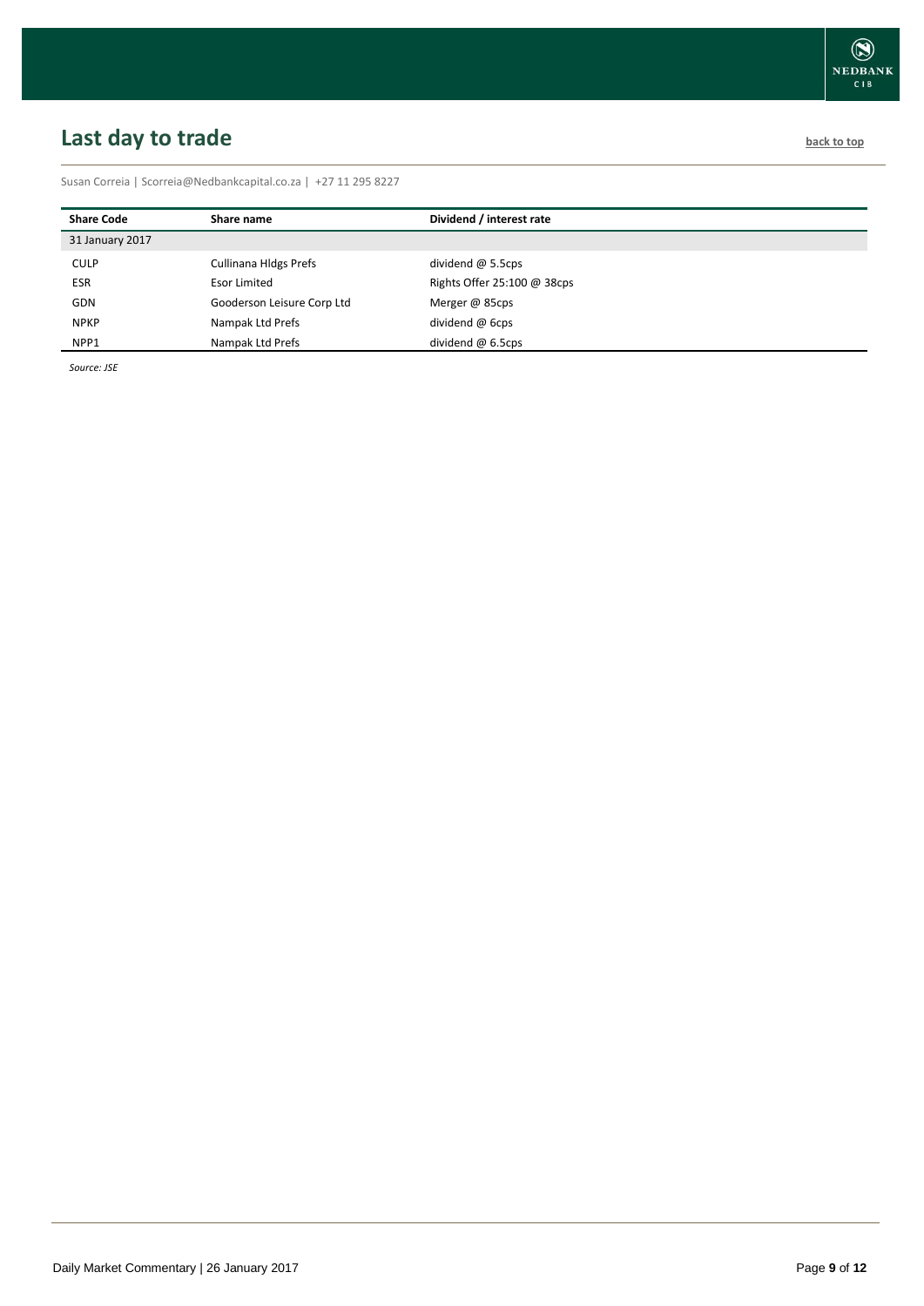## Last day to trade

back to top

Susan Correia | Scorreia@Nedbankcapital.co.za | +27 11 295 8227

| Share Code | Share name | Dividend / interest rate |
|---|---|---|
| 31 January 2017 | | |
| CULP | Cullinana Hldgs Prefs | dividend @ 5.5cps |
| ESR | Esor Limited | Rights Offer 25:100 @ 38cps |
| GDN | Gooderson Leisure Corp Ltd | Merger @ 85cps |
| NPKP | Nampak Ltd Prefs | dividend @ 6cps |
| NPP1 | Nampak Ltd Prefs | dividend @ 6.5cps |

*Source: JSE*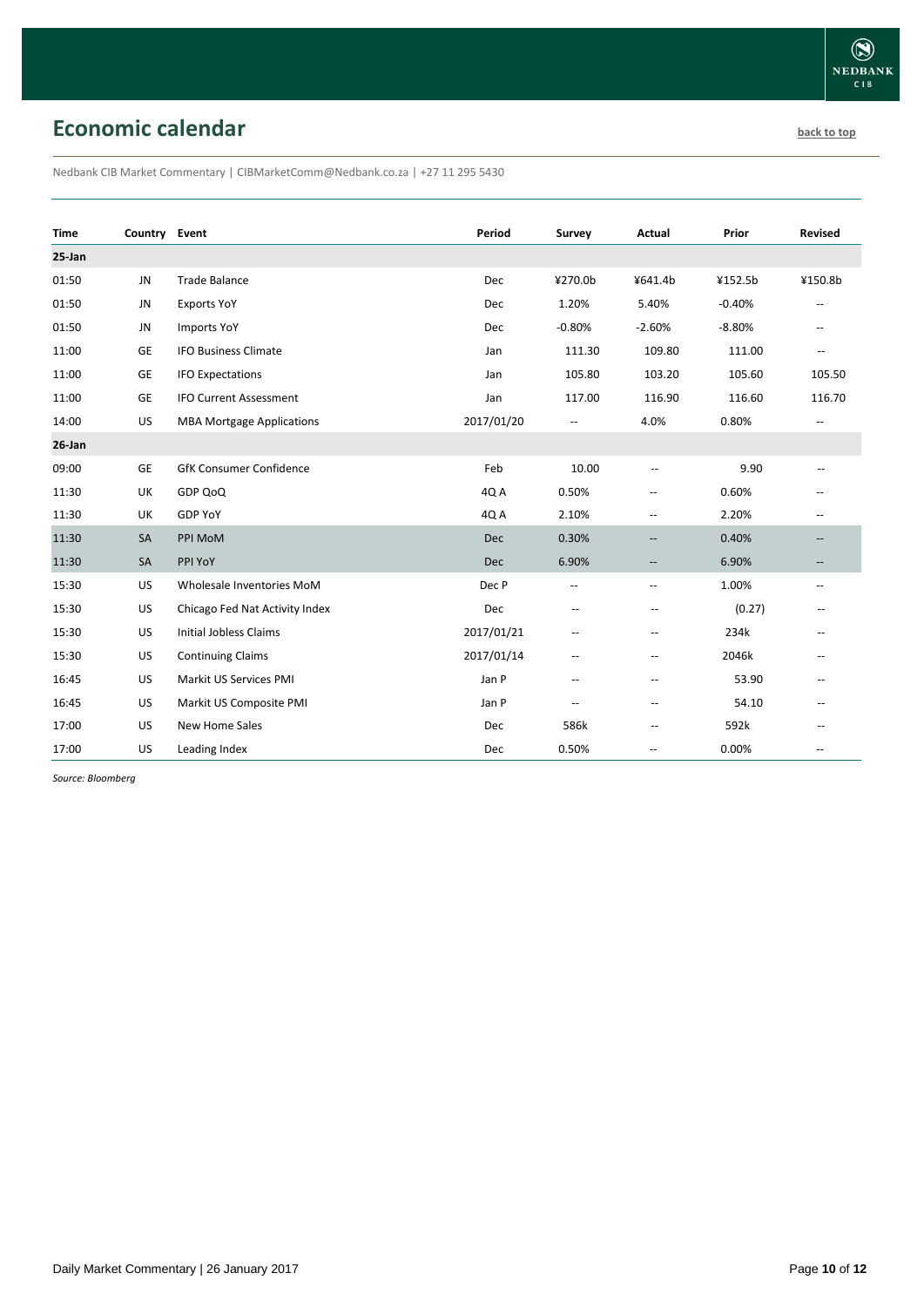## Economic calendar

back to top

Nedbank CIB Market Commentary | CIBMarketComm@Nedbank.co.za | +27 11 295 5430

| Time | Country | Event | Period | Survey | Actual | Prior | Revised |
|---|---|---|---|---|---|---|---|
| **25-Jan** | | | | | | | |
| 01:50 | JN | Trade Balance | Dec | ¥270.0b | ¥641.4b | ¥152.5b | ¥150.8b |
| 01:50 | JN | Exports YoY | Dec | 1.20% | 5.40% | -0.40% | -- |
| 01:50 | JN | Imports YoY | Dec | -0.80% | -2.60% | -8.80% | -- |
| 11:00 | GE | IFO Business Climate | Jan | 111.30 | 109.80 | 111.00 | -- |
| 11:00 | GE | IFO Expectations | Jan | 105.80 | 103.20 | 105.60 | 105.50 |
| 11:00 | GE | IFO Current Assessment | Jan | 117.00 | 116.90 | 116.60 | 116.70 |
| 14:00 | US | MBA Mortgage Applications | 2017/01/20 | -- | 4.0% | 0.80% | -- |
| **26-Jan** | | | | | | | |
| 09:00 | GE | GfK Consumer Confidence | Feb | 10.00 | -- | 9.90 | -- |
| 11:30 | UK | GDP QoQ | 4Q A | 0.50% | -- | 0.60% | -- |
| 11:30 | UK | GDP YoY | 4Q A | 2.10% | -- | 2.20% | -- |
| 11:30 | SA | PPI MoM | Dec | 0.30% | -- | 0.40% | -- |
| 11:30 | SA | PPI YoY | Dec | 6.90% | -- | 6.90% | -- |
| 15:30 | US | Wholesale Inventories MoM | Dec P | -- | -- | 1.00% | -- |
| 15:30 | US | Chicago Fed Nat Activity Index | Dec | -- | -- | (0.27) | -- |
| 15:30 | US | Initial Jobless Claims | 2017/01/21 | -- | -- | 234k | -- |
| 15:30 | US | Continuing Claims | 2017/01/14 | -- | -- | 2046k | -- |
| 16:45 | US | Markit US Services PMI | Jan P | -- | -- | 53.90 | -- |
| 16:45 | US | Markit US Composite PMI | Jan P | -- | -- | 54.10 | -- |
| 17:00 | US | New Home Sales | Dec | 586k | -- | 592k | -- |
| 17:00 | US | Leading Index | Dec | 0.50% | -- | 0.00% | -- |

*Source: Bloomberg*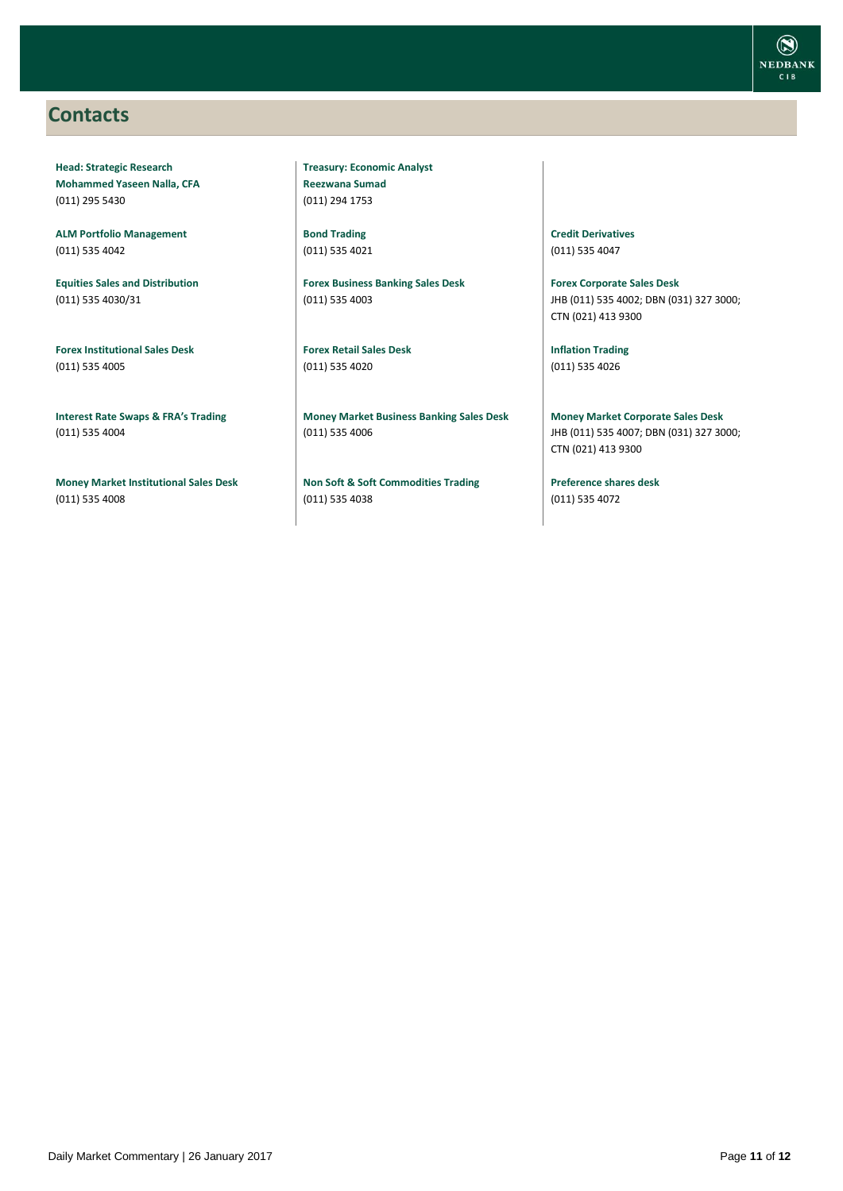## Contacts

**Head: Strategic Research**
**Mohammed Yaseen Nalla, CFA**
(011) 295 5430

**ALM Portfolio Management**
(011) 535 4042

**Equities Sales and Distribution**
(011) 535 4030/31

**Forex Institutional Sales Desk**
(011) 535 4005

**Interest Rate Swaps & FRA's Trading**
(011) 535 4004

**Money Market Institutional Sales Desk**
(011) 535 4008

**Treasury: Economic Analyst**
**Reezwana Sumad**
(011) 294 1753

**Bond Trading**
(011) 535 4021

**Forex Business Banking Sales Desk**
(011) 535 4003

**Forex Retail Sales Desk**
(011) 535 4020

**Money Market Business Banking Sales Desk**
(011) 535 4006

**Non Soft & Soft Commodities Trading**
(011) 535 4038

**Credit Derivatives**
(011) 535 4047

**Forex Corporate Sales Desk**
JHB (011) 535 4002; DBN (031) 327 3000; CTN (021) 413 9300

**Inflation Trading**
(011) 535 4026

**Money Market Corporate Sales Desk**
JHB (011) 535 4007; DBN (031) 327 3000; CTN (021) 413 9300

**Preference shares desk**
(011) 535 4072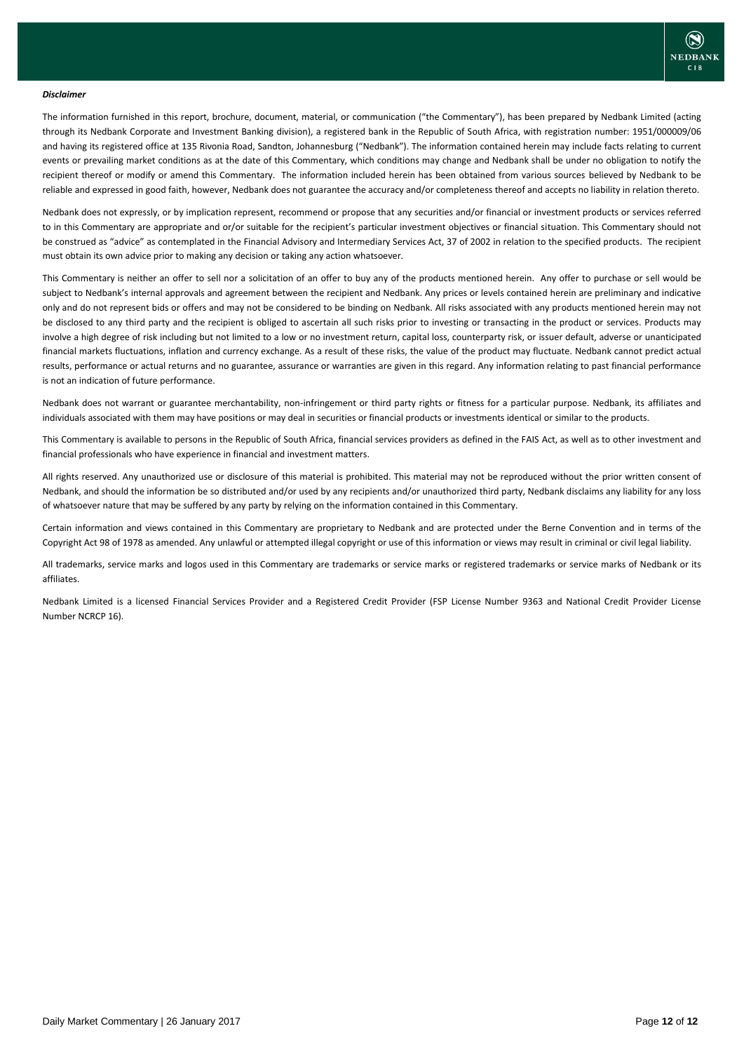***Disclaimer***

The information furnished in this report, brochure, document, material, or communication ("the Commentary"), has been prepared by Nedbank Limited (acting through its Nedbank Corporate and Investment Banking division), a registered bank in the Republic of South Africa, with registration number: 1951/000009/06 and having its registered office at 135 Rivonia Road, Sandton, Johannesburg ("Nedbank"). The information contained herein may include facts relating to current events or prevailing market conditions as at the date of this Commentary, which conditions may change and Nedbank shall be under no obligation to notify the recipient thereof or modify or amend this Commentary. The information included herein has been obtained from various sources believed by Nedbank to be reliable and expressed in good faith, however, Nedbank does not guarantee the accuracy and/or completeness thereof and accepts no liability in relation thereto.

Nedbank does not expressly, or by implication represent, recommend or propose that any securities and/or financial or investment products or services referred to in this Commentary are appropriate and or/or suitable for the recipient's particular investment objectives or financial situation. This Commentary should not be construed as "advice" as contemplated in the Financial Advisory and Intermediary Services Act, 37 of 2002 in relation to the specified products. The recipient must obtain its own advice prior to making any decision or taking any action whatsoever.

This Commentary is neither an offer to sell nor a solicitation of an offer to buy any of the products mentioned herein. Any offer to purchase or sell would be subject to Nedbank's internal approvals and agreement between the recipient and Nedbank. Any prices or levels contained herein are preliminary and indicative only and do not represent bids or offers and may not be considered to be binding on Nedbank. All risks associated with any products mentioned herein may not be disclosed to any third party and the recipient is obliged to ascertain all such risks prior to investing or transacting in the product or services. Products may involve a high degree of risk including but not limited to a low or no investment return, capital loss, counterparty risk, or issuer default, adverse or unanticipated financial markets fluctuations, inflation and currency exchange. As a result of these risks, the value of the product may fluctuate. Nedbank cannot predict actual results, performance or actual returns and no guarantee, assurance or warranties are given in this regard. Any information relating to past financial performance is not an indication of future performance.

Nedbank does not warrant or guarantee merchantability, non-infringement or third party rights or fitness for a particular purpose. Nedbank, its affiliates and individuals associated with them may have positions or may deal in securities or financial products or investments identical or similar to the products.

This Commentary is available to persons in the Republic of South Africa, financial services providers as defined in the FAIS Act, as well as to other investment and financial professionals who have experience in financial and investment matters.

All rights reserved. Any unauthorized use or disclosure of this material is prohibited. This material may not be reproduced without the prior written consent of Nedbank, and should the information be so distributed and/or used by any recipients and/or unauthorized third party, Nedbank disclaims any liability for any loss of whatsoever nature that may be suffered by any party by relying on the information contained in this Commentary.

Certain information and views contained in this Commentary are proprietary to Nedbank and are protected under the Berne Convention and in terms of the Copyright Act 98 of 1978 as amended. Any unlawful or attempted illegal copyright or use of this information or views may result in criminal or civil legal liability.

All trademarks, service marks and logos used in this Commentary are trademarks or service marks or registered trademarks or service marks of Nedbank or its affiliates.

Nedbank Limited is a licensed Financial Services Provider and a Registered Credit Provider (FSP License Number 9363 and National Credit Provider License Number NCRCP 16).